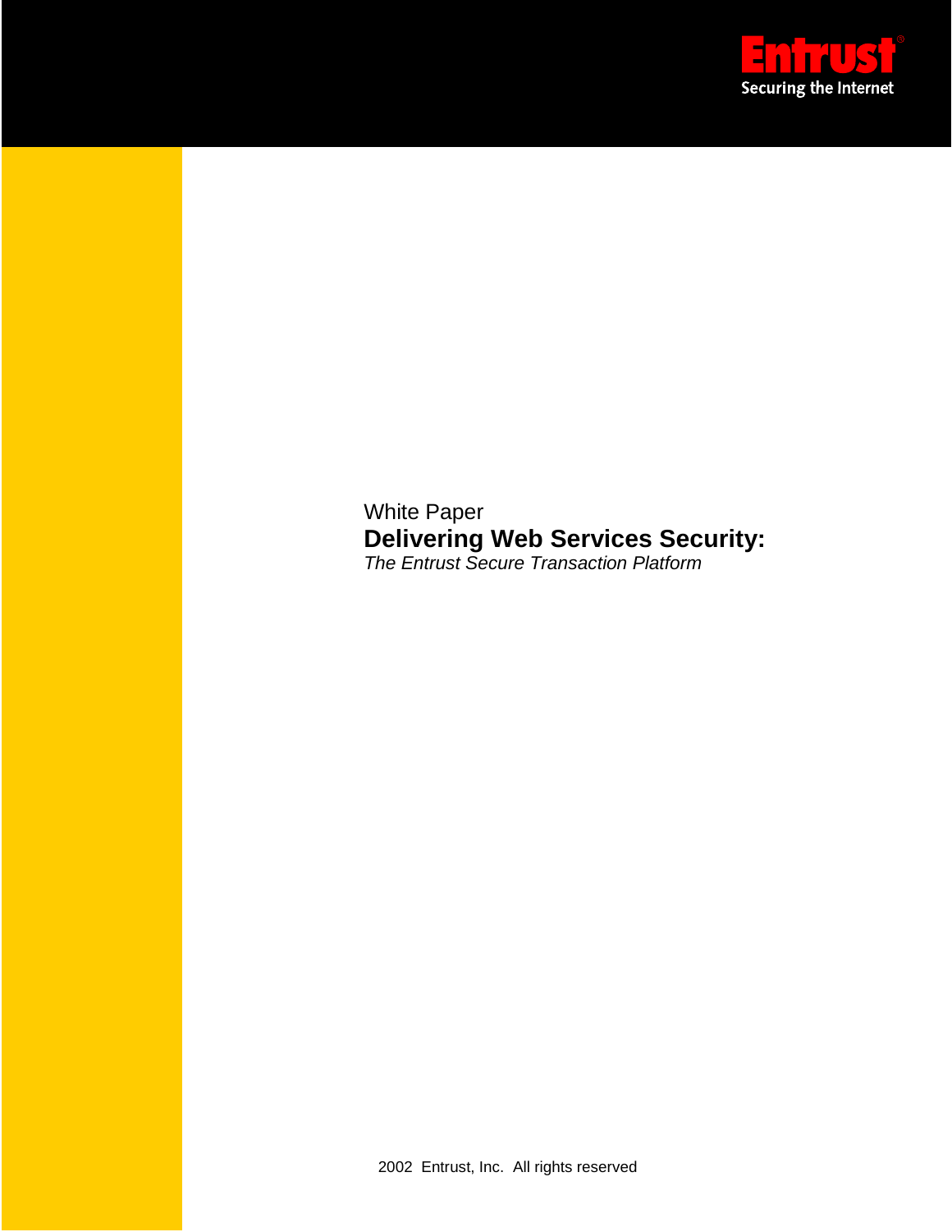Entrust

Securing the Internet

White Paper

# Delivering Web Services Security:

*The Entrust Secure Transaction Platform*

2002 Entrust, Inc. All rights reserved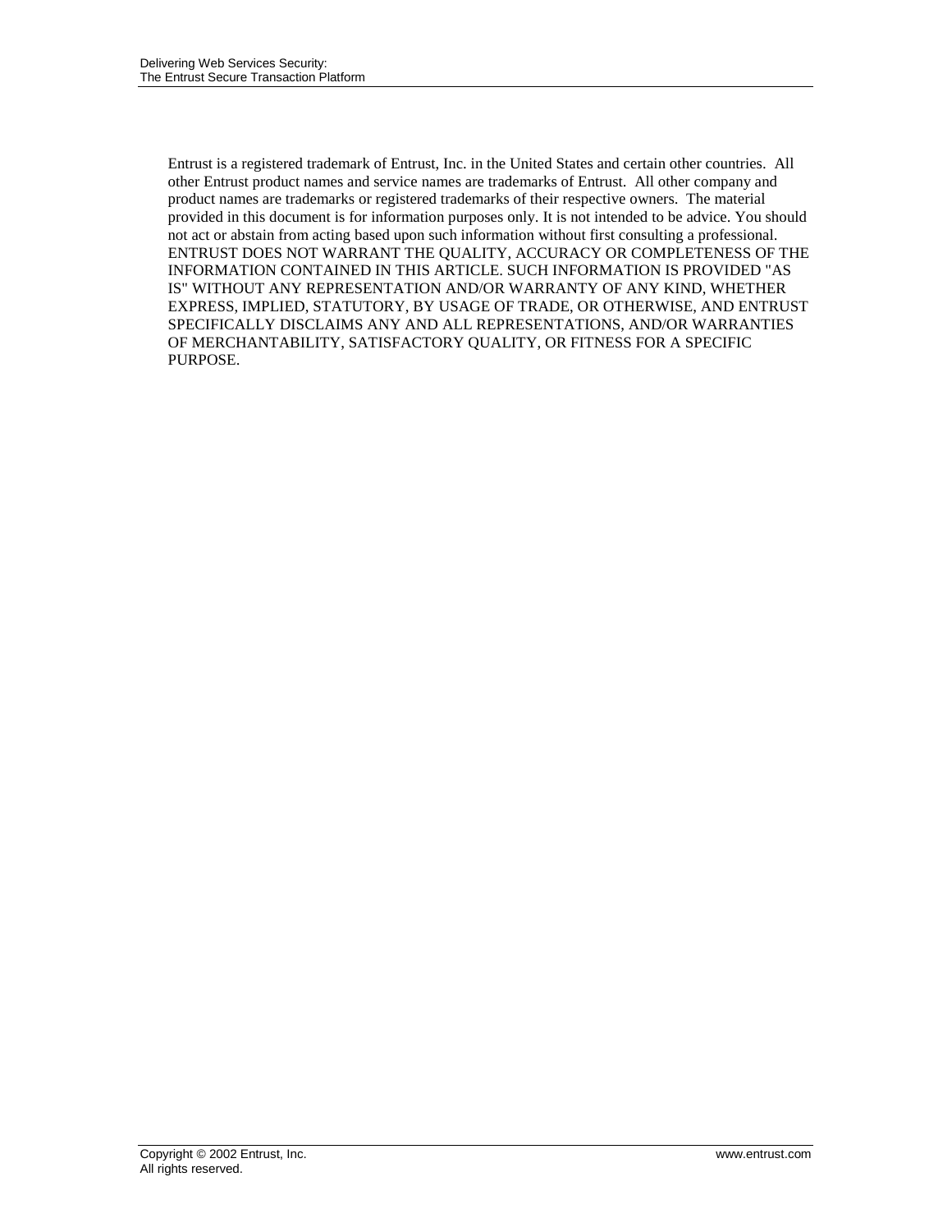Entrust is a registered trademark of Entrust, Inc. in the United States and certain other countries. All other Entrust product names and service names are trademarks of Entrust. All other company and product names are trademarks or registered trademarks of their respective owners. The material provided in this document is for information purposes only. It is not intended to be advice. You should not act or abstain from acting based upon such information without first consulting a professional. ENTRUST DOES NOT WARRANT THE QUALITY, ACCURACY OR COMPLETENESS OF THE INFORMATION CONTAINED IN THIS ARTICLE. SUCH INFORMATION IS PROVIDED "AS IS" WITHOUT ANY REPRESENTATION AND/OR WARRANTY OF ANY KIND, WHETHER EXPRESS, IMPLIED, STATUTORY, BY USAGE OF TRADE, OR OTHERWISE, AND ENTRUST SPECIFICALLY DISCLAIMS ANY AND ALL REPRESENTATIONS, AND/OR WARRANTIES OF MERCHANTABILITY, SATISFACTORY QUALITY, OR FITNESS FOR A SPECIFIC PURPOSE.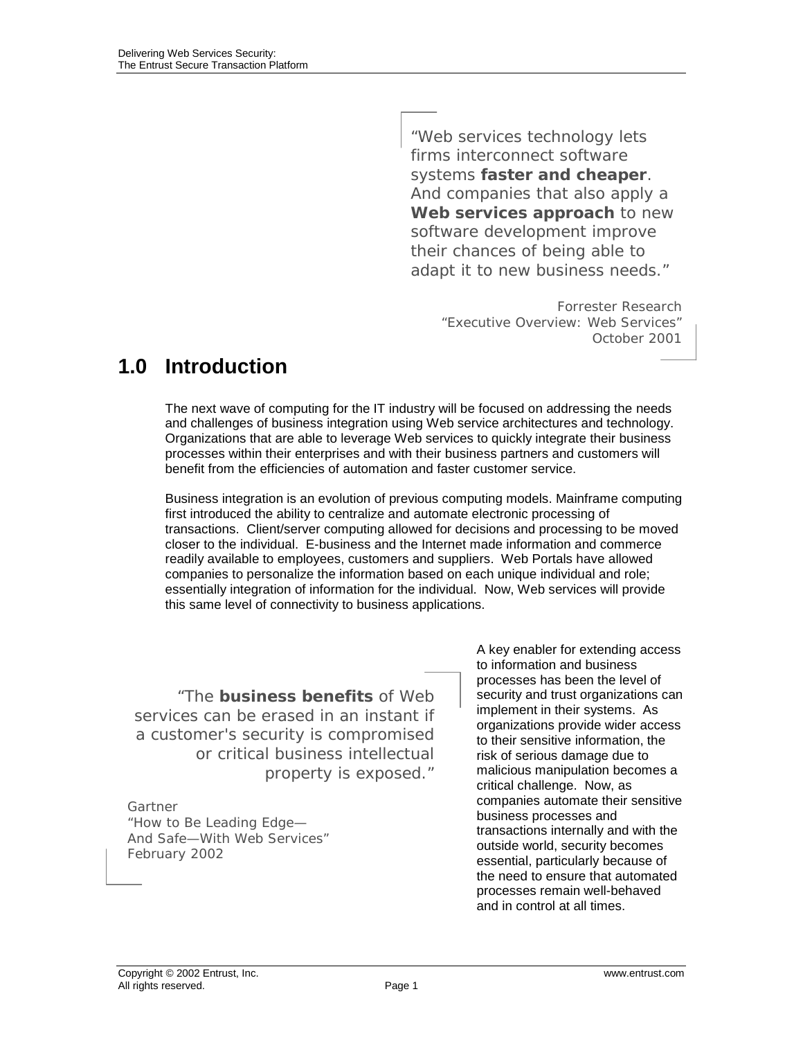> "Web services technology lets firms interconnect software systems **faster and cheaper**. And companies that also apply a **Web services approach** to new software development improve their chances of being able to adapt it to new business needs."
>
> Forrester Research
> "Executive Overview: Web Services"
> October 2001

# 1.0 Introduction

The next wave of computing for the IT industry will be focused on addressing the needs and challenges of business integration using Web service architectures and technology. Organizations that are able to leverage Web services to quickly integrate their business processes within their enterprises and with their business partners and customers will benefit from the efficiencies of automation and faster customer service.

Business integration is an evolution of previous computing models. Mainframe computing first introduced the ability to centralize and automate electronic processing of transactions. Client/server computing allowed for decisions and processing to be moved closer to the individual. E-business and the Internet made information and commerce readily available to employees, customers and suppliers. Web Portals have allowed companies to personalize the information based on each unique individual and role; essentially integration of information for the individual. Now, Web services will provide this same level of connectivity to business applications.

> "The **business benefits** of Web services can be erased in an instant if a customer's security is compromised or critical business intellectual property is exposed."
>
> Gartner
> "How to Be Leading Edge—And Safe—With Web Services"
> February 2002

A key enabler for extending access to information and business processes has been the level of security and trust organizations can implement in their systems. As organizations provide wider access to their sensitive information, the risk of serious damage due to malicious manipulation becomes a critical challenge. Now, as companies automate their sensitive business processes and transactions internally and with the outside world, security becomes essential, particularly because of the need to ensure that automated processes remain well-behaved and in control at all times.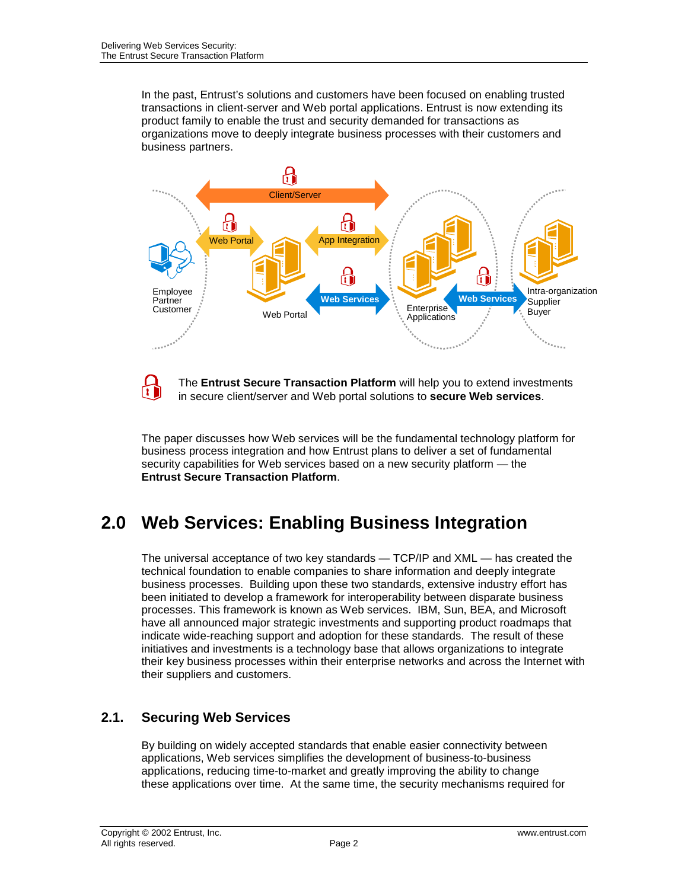In the past, Entrust's solutions and customers have been focused on enabling trusted transactions in client-server and Web portal applications. Entrust is now extending its product family to enable the trust and security demanded for transactions as organizations move to deeply integrate business processes with their customers and business partners.

The **Entrust Secure Transaction Platform** will help you to extend investments in secure client/server and Web portal solutions to **secure Web services**.

The paper discusses how Web services will be the fundamental technology platform for business process integration and how Entrust plans to deliver a set of fundamental security capabilities for Web services based on a new security platform — the **Entrust Secure Transaction Platform**.

# 2.0 Web Services: Enabling Business Integration

The universal acceptance of two key standards — TCP/IP and XML — has created the technical foundation to enable companies to share information and deeply integrate business processes. Building upon these two standards, extensive industry effort has been initiated to develop a framework for interoperability between disparate business processes. This framework is known as Web services. IBM, Sun, BEA, and Microsoft have all announced major strategic investments and supporting product roadmaps that indicate wide-reaching support and adoption for these standards. The result of these initiatives and investments is a technology base that allows organizations to integrate their key business processes within their enterprise networks and across the Internet with their suppliers and customers.

## 2.1. Securing Web Services

By building on widely accepted standards that enable easier connectivity between applications, Web services simplifies the development of business-to-business applications, reducing time-to-market and greatly improving the ability to change these applications over time. At the same time, the security mechanisms required for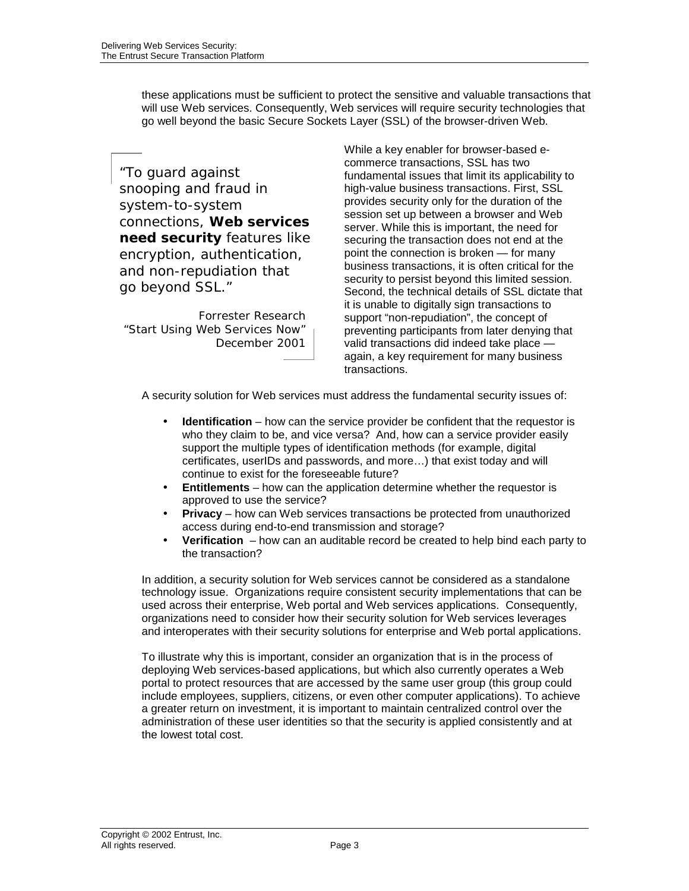these applications must be sufficient to protect the sensitive and valuable transactions that will use Web services. Consequently, Web services will require security technologies that go well beyond the basic Secure Sockets Layer (SSL) of the browser-driven Web.

> "To guard against snooping and fraud in system-to-system connections, **Web services need security** features like encryption, authentication, and non-repudiation that go beyond SSL."
>
> Forrester Research
> "Start Using Web Services Now"
> December 2001

While a key enabler for browser-based e-commerce transactions, SSL has two fundamental issues that limit its applicability to high-value business transactions. First, SSL provides security only for the duration of the session set up between a browser and Web server. While this is important, the need for securing the transaction does not end at the point the connection is broken — for many business transactions, it is often critical for the security to persist beyond this limited session. Second, the technical details of SSL dictate that it is unable to digitally sign transactions to support "non-repudiation", the concept of preventing participants from later denying that valid transactions did indeed take place — again, a key requirement for many business transactions.

A security solution for Web services must address the fundamental security issues of:

- **Identification** – how can the service provider be confident that the requestor is who they claim to be, and vice versa? And, how can a service provider easily support the multiple types of identification methods (for example, digital certificates, userIDs and passwords, and more…) that exist today and will continue to exist for the foreseeable future?
- **Entitlements** – how can the application determine whether the requestor is approved to use the service?
- **Privacy** – how can Web services transactions be protected from unauthorized access during end-to-end transmission and storage?
- **Verification** – how can an auditable record be created to help bind each party to the transaction?

In addition, a security solution for Web services cannot be considered as a standalone technology issue. Organizations require consistent security implementations that can be used across their enterprise, Web portal and Web services applications. Consequently, organizations need to consider how their security solution for Web services leverages and interoperates with their security solutions for enterprise and Web portal applications.

To illustrate why this is important, consider an organization that is in the process of deploying Web services-based applications, but which also currently operates a Web portal to protect resources that are accessed by the same user group (this group could include employees, suppliers, citizens, or even other computer applications). To achieve a greater return on investment, it is important to maintain centralized control over the administration of these user identities so that the security is applied consistently and at the lowest total cost.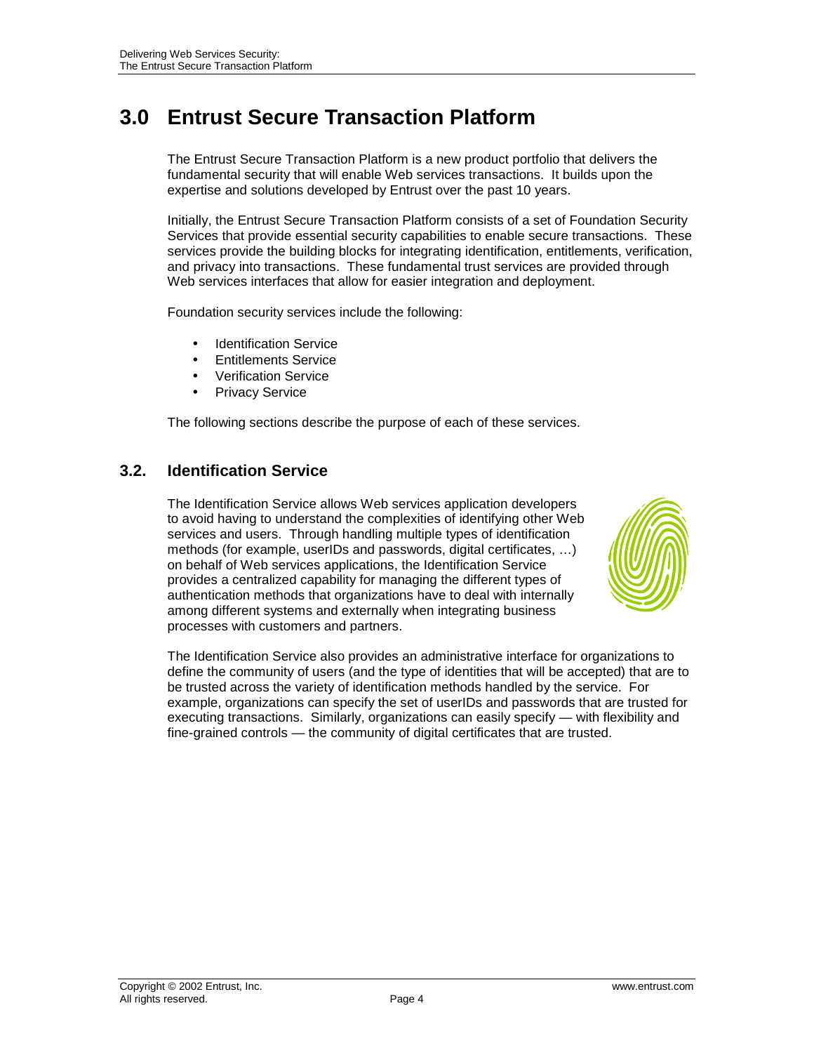# 3.0 Entrust Secure Transaction Platform

The Entrust Secure Transaction Platform is a new product portfolio that delivers the fundamental security that will enable Web services transactions. It builds upon the expertise and solutions developed by Entrust over the past 10 years.

Initially, the Entrust Secure Transaction Platform consists of a set of Foundation Security Services that provide essential security capabilities to enable secure transactions. These services provide the building blocks for integrating identification, entitlements, verification, and privacy into transactions. These fundamental trust services are provided through Web services interfaces that allow for easier integration and deployment.

Foundation security services include the following:

- Identification Service
- Entitlements Service
- Verification Service
- Privacy Service

The following sections describe the purpose of each of these services.

## 3.2. Identification Service

The Identification Service allows Web services application developers to avoid having to understand the complexities of identifying other Web services and users. Through handling multiple types of identification methods (for example, userIDs and passwords, digital certificates, …) on behalf of Web services applications, the Identification Service provides a centralized capability for managing the different types of authentication methods that organizations have to deal with internally among different systems and externally when integrating business processes with customers and partners.

The Identification Service also provides an administrative interface for organizations to define the community of users (and the type of identities that will be accepted) that are to be trusted across the variety of identification methods handled by the service. For example, organizations can specify the set of userIDs and passwords that are trusted for executing transactions. Similarly, organizations can easily specify — with flexibility and fine-grained controls — the community of digital certificates that are trusted.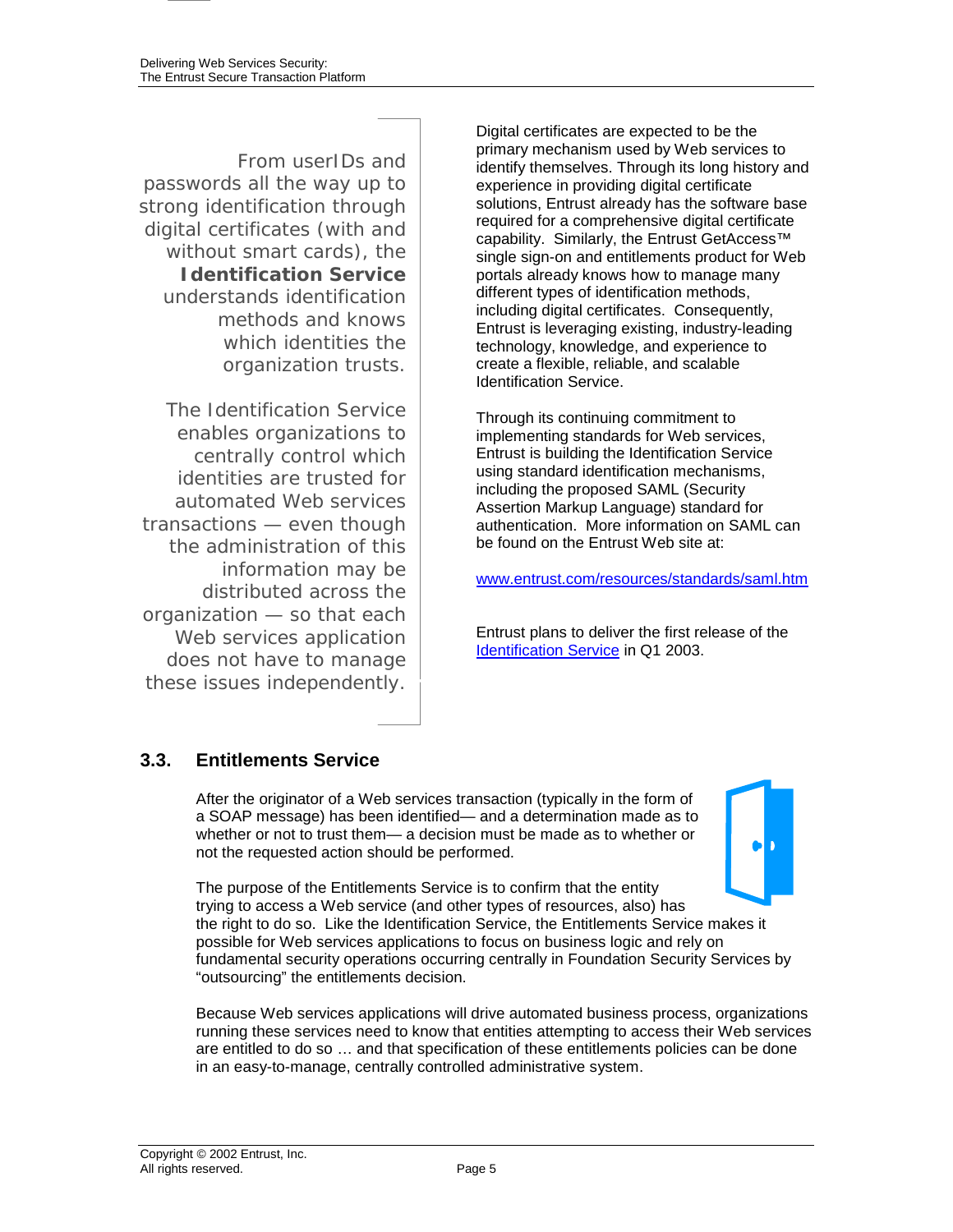From userIDs and passwords all the way up to strong identification through digital certificates (with and without smart cards), the **Identification Service** understands identification methods and knows which identities the organization trusts.

The Identification Service enables organizations to centrally control which identities are trusted for automated Web services transactions — even though the administration of this information may be distributed across the organization — so that each Web services application does not have to manage these issues independently.

Digital certificates are expected to be the primary mechanism used by Web services to identify themselves. Through its long history and experience in providing digital certificate solutions, Entrust already has the software base required for a comprehensive digital certificate capability. Similarly, the Entrust GetAccess™ single sign-on and entitlements product for Web portals already knows how to manage many different types of identification methods, including digital certificates. Consequently, Entrust is leveraging existing, industry-leading technology, knowledge, and experience to create a flexible, reliable, and scalable Identification Service.

Through its continuing commitment to implementing standards for Web services, Entrust is building the Identification Service using standard identification mechanisms, including the proposed SAML (Security Assertion Markup Language) standard for authentication. More information on SAML can be found on the Entrust Web site at:

www.entrust.com/resources/standards/saml.htm

Entrust plans to deliver the first release of the Identification Service in Q1 2003.

## 3.3. Entitlements Service

After the originator of a Web services transaction (typically in the form of a SOAP message) has been identified— and a determination made as to whether or not to trust them— a decision must be made as to whether or not the requested action should be performed.

The purpose of the Entitlements Service is to confirm that the entity trying to access a Web service (and other types of resources, also) has the right to do so. Like the Identification Service, the Entitlements Service makes it possible for Web services applications to focus on business logic and rely on fundamental security operations occurring centrally in Foundation Security Services by "outsourcing" the entitlements decision.

Because Web services applications will drive automated business process, organizations running these services need to know that entities attempting to access their Web services are entitled to do so … and that specification of these entitlements policies can be done in an easy-to-manage, centrally controlled administrative system.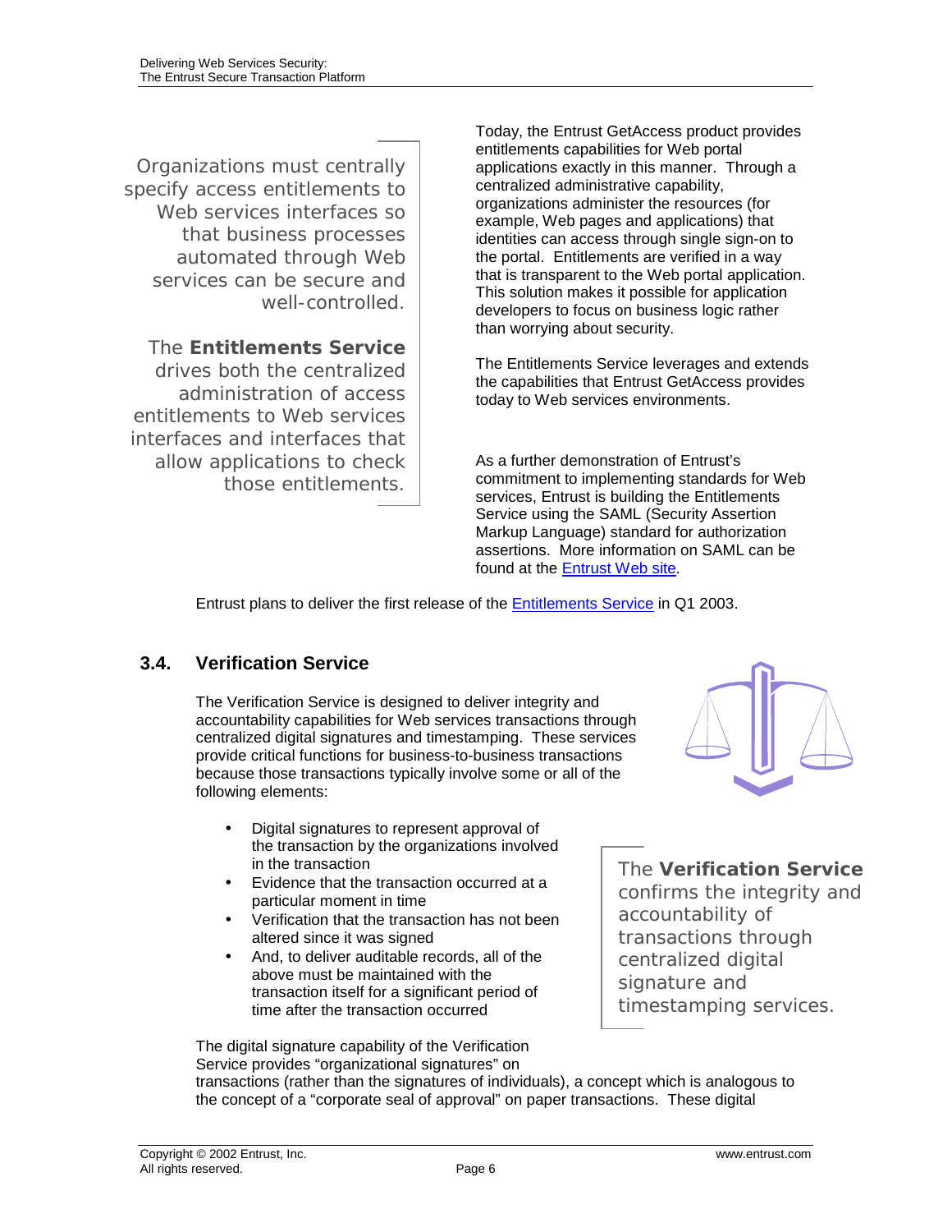Organizations must centrally specify access entitlements to Web services interfaces so that business processes automated through Web services can be secure and well-controlled.

The **Entitlements Service** drives both the centralized administration of access entitlements to Web services interfaces and interfaces that allow applications to check those entitlements.

Today, the Entrust GetAccess product provides entitlements capabilities for Web portal applications exactly in this manner. Through a centralized administrative capability, organizations administer the resources (for example, Web pages and applications) that identities can access through single sign-on to the portal. Entitlements are verified in a way that is transparent to the Web portal application. This solution makes it possible for application developers to focus on business logic rather than worrying about security.

The Entitlements Service leverages and extends the capabilities that Entrust GetAccess provides today to Web services environments.

As a further demonstration of Entrust's commitment to implementing standards for Web services, Entrust is building the Entitlements Service using the SAML (Security Assertion Markup Language) standard for authorization assertions. More information on SAML can be found at the Entrust Web site.

Entrust plans to deliver the first release of the Entitlements Service in Q1 2003.

## 3.4. Verification Service

The Verification Service is designed to deliver integrity and accountability capabilities for Web services transactions through centralized digital signatures and timestamping. These services provide critical functions for business-to-business transactions because those transactions typically involve some or all of the following elements:

- Digital signatures to represent approval of the transaction by the organizations involved in the transaction
- Evidence that the transaction occurred at a particular moment in time
- Verification that the transaction has not been altered since it was signed
- And, to deliver auditable records, all of the above must be maintained with the transaction itself for a significant period of time after the transaction occurred

The **Verification Service** confirms the integrity and accountability of transactions through centralized digital signature and timestamping services.

The digital signature capability of the Verification Service provides "organizational signatures" on transactions (rather than the signatures of individuals), a concept which is analogous to the concept of a "corporate seal of approval" on paper transactions. These digital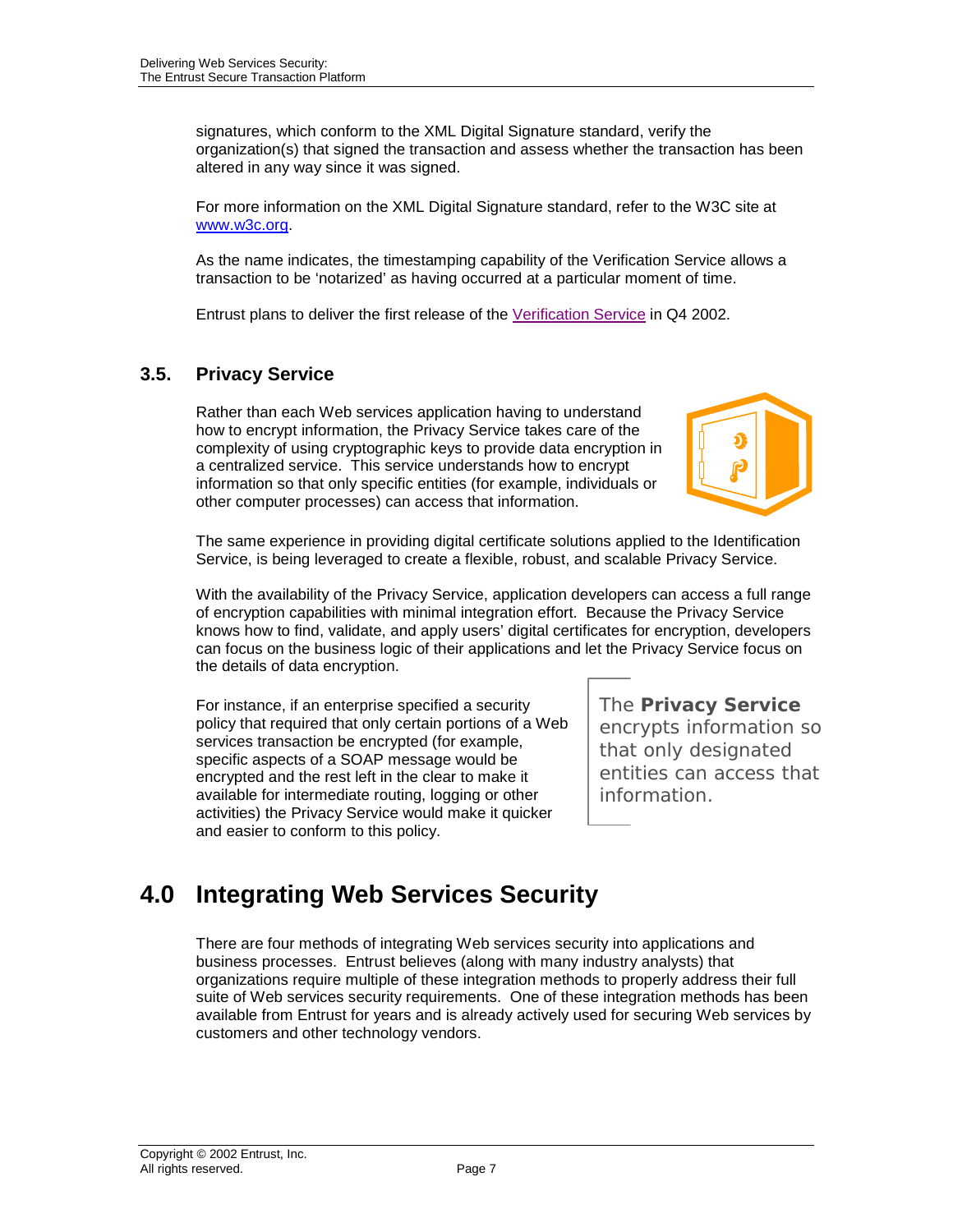signatures, which conform to the XML Digital Signature standard, verify the organization(s) that signed the transaction and assess whether the transaction has been altered in any way since it was signed.

For more information on the XML Digital Signature standard, refer to the W3C site at www.w3c.org.

As the name indicates, the timestamping capability of the Verification Service allows a transaction to be 'notarized' as having occurred at a particular moment of time.

Entrust plans to deliver the first release of the Verification Service in Q4 2002.

### 3.5. Privacy Service

Rather than each Web services application having to understand how to encrypt information, the Privacy Service takes care of the complexity of using cryptographic keys to provide data encryption in a centralized service. This service understands how to encrypt information so that only specific entities (for example, individuals or other computer processes) can access that information.

The same experience in providing digital certificate solutions applied to the Identification Service, is being leveraged to create a flexible, robust, and scalable Privacy Service.

With the availability of the Privacy Service, application developers can access a full range of encryption capabilities with minimal integration effort. Because the Privacy Service knows how to find, validate, and apply users' digital certificates for encryption, developers can focus on the business logic of their applications and let the Privacy Service focus on the details of data encryption.

For instance, if an enterprise specified a security policy that required that only certain portions of a Web services transaction be encrypted (for example, specific aspects of a SOAP message would be encrypted and the rest left in the clear to make it available for intermediate routing, logging or other activities) the Privacy Service would make it quicker and easier to conform to this policy.

> The **Privacy Service** encrypts information so that only designated entities can access that information.

## 4.0 Integrating Web Services Security

There are four methods of integrating Web services security into applications and business processes. Entrust believes (along with many industry analysts) that organizations require multiple of these integration methods to properly address their full suite of Web services security requirements. One of these integration methods has been available from Entrust for years and is already actively used for securing Web services by customers and other technology vendors.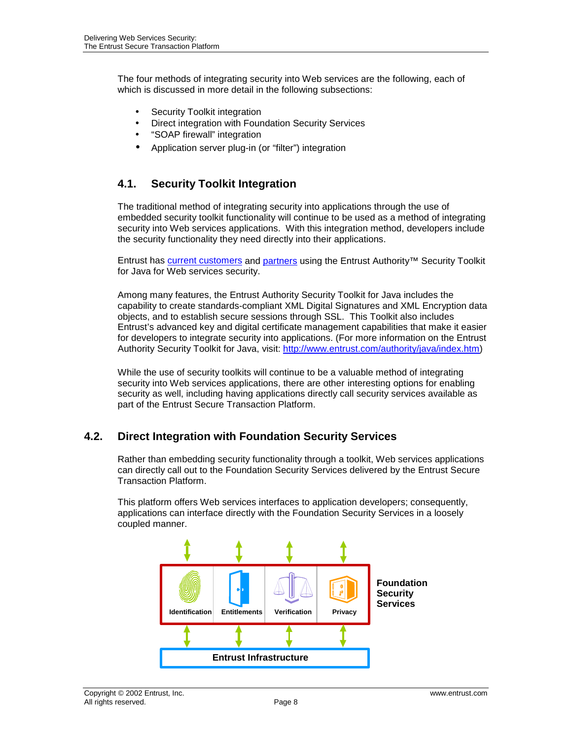The four methods of integrating security into Web services are the following, each of which is discussed in more detail in the following subsections:

- Security Toolkit integration
- Direct integration with Foundation Security Services
- “SOAP firewall” integration
- Application server plug-in (or “filter”) integration

## 4.1. Security Toolkit Integration

The traditional method of integrating security into applications through the use of embedded security toolkit functionality will continue to be used as a method of integrating security into Web services applications. With this integration method, developers include the security functionality they need directly into their applications.

Entrust has current customers and partners using the Entrust Authority™ Security Toolkit for Java for Web services security.

Among many features, the Entrust Authority Security Toolkit for Java includes the capability to create standards-compliant XML Digital Signatures and XML Encryption data objects, and to establish secure sessions through SSL. This Toolkit also includes Entrust’s advanced key and digital certificate management capabilities that make it easier for developers to integrate security into applications. (For more information on the Entrust Authority Security Toolkit for Java, visit: http://www.entrust.com/authority/java/index.htm)

While the use of security toolkits will continue to be a valuable method of integrating security into Web services applications, there are other interesting options for enabling security as well, including having applications directly call security services available as part of the Entrust Secure Transaction Platform.

## 4.2. Direct Integration with Foundation Security Services

Rather than embedding security functionality through a toolkit, Web services applications can directly call out to the Foundation Security Services delivered by the Entrust Secure Transaction Platform.

This platform offers Web services interfaces to application developers; consequently, applications can interface directly with the Foundation Security Services in a loosely coupled manner.

Identification | Entitlements | Verification | Privacy

**Foundation Security Services**

**Entrust Infrastructure**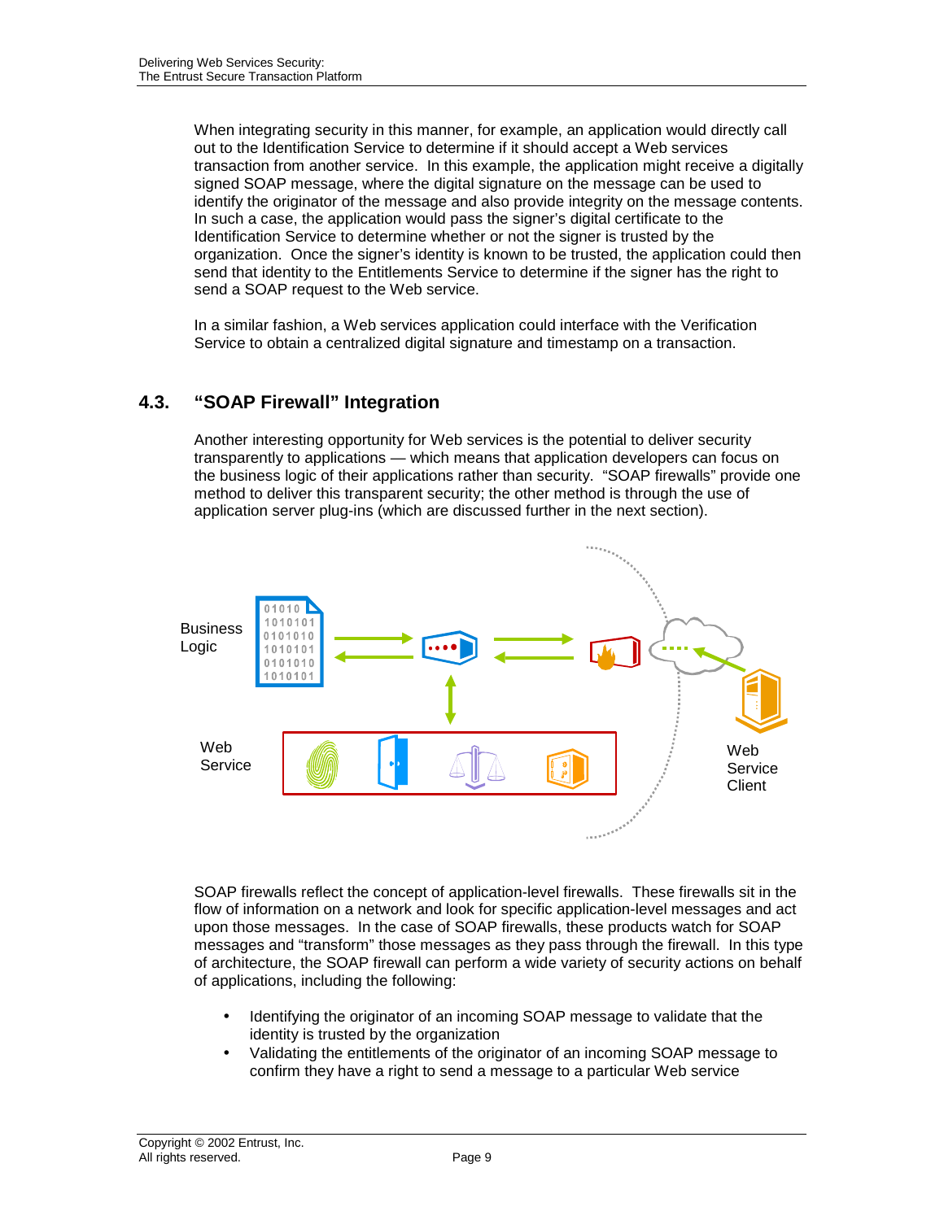When integrating security in this manner, for example, an application would directly call out to the Identification Service to determine if it should accept a Web services transaction from another service. In this example, the application might receive a digitally signed SOAP message, where the digital signature on the message can be used to identify the originator of the message and also provide integrity on the message contents. In such a case, the application would pass the signer's digital certificate to the Identification Service to determine whether or not the signer is trusted by the organization. Once the signer's identity is known to be trusted, the application could then send that identity to the Entitlements Service to determine if the signer has the right to send a SOAP request to the Web service.

In a similar fashion, a Web services application could interface with the Verification Service to obtain a centralized digital signature and timestamp on a transaction.

## 4.3. "SOAP Firewall" Integration

Another interesting opportunity for Web services is the potential to deliver security transparently to applications — which means that application developers can focus on the business logic of their applications rather than security. "SOAP firewalls" provide one method to deliver this transparent security; the other method is through the use of application server plug-ins (which are discussed further in the next section).

Business Logic

Web Service

Web Service Client

SOAP firewalls reflect the concept of application-level firewalls. These firewalls sit in the flow of information on a network and look for specific application-level messages and act upon those messages. In the case of SOAP firewalls, these products watch for SOAP messages and "transform" those messages as they pass through the firewall. In this type of architecture, the SOAP firewall can perform a wide variety of security actions on behalf of applications, including the following:

- Identifying the originator of an incoming SOAP message to validate that the identity is trusted by the organization
- Validating the entitlements of the originator of an incoming SOAP message to confirm they have a right to send a message to a particular Web service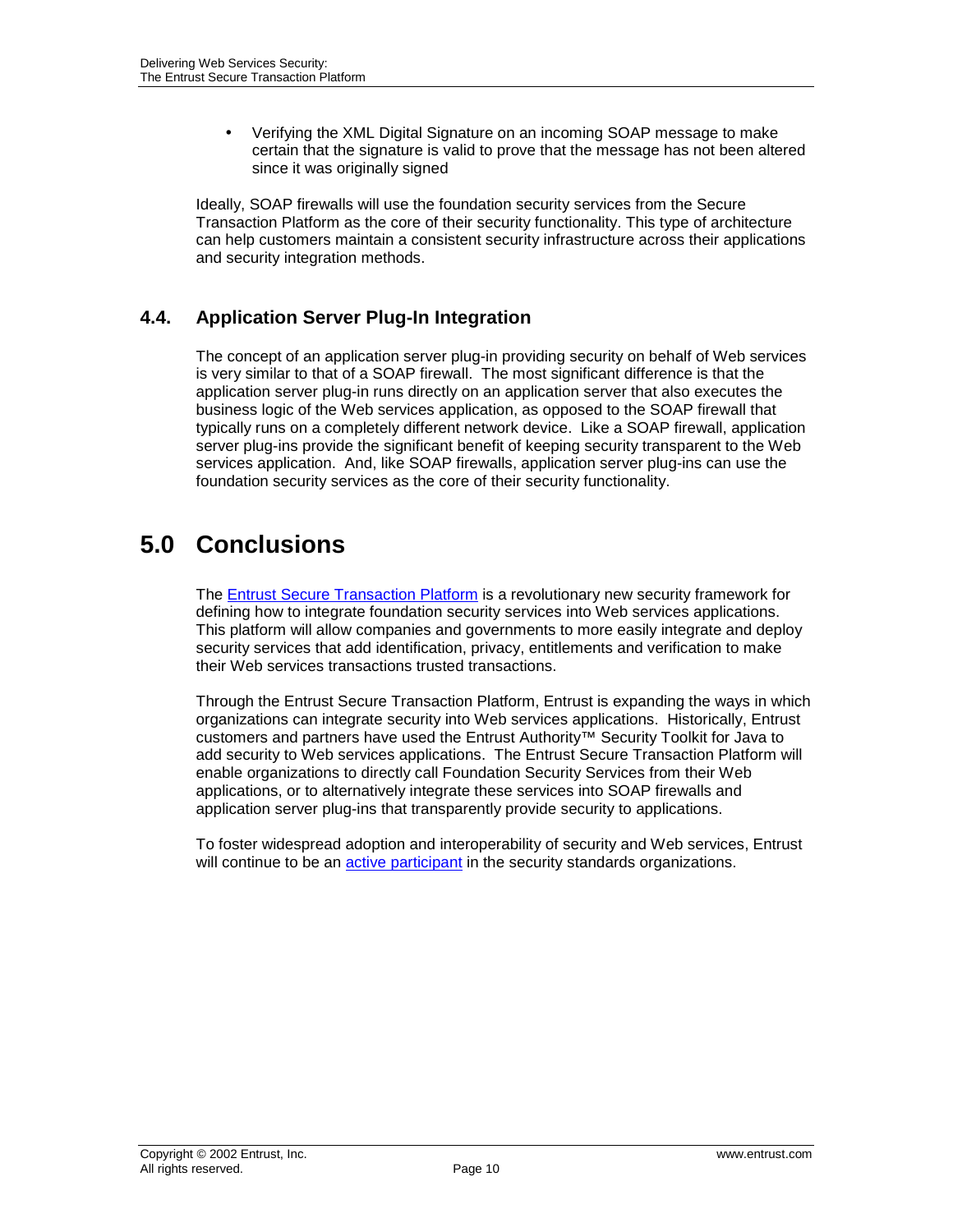- Verifying the XML Digital Signature on an incoming SOAP message to make certain that the signature is valid to prove that the message has not been altered since it was originally signed

Ideally, SOAP firewalls will use the foundation security services from the Secure Transaction Platform as the core of their security functionality. This type of architecture can help customers maintain a consistent security infrastructure across their applications and security integration methods.

### 4.4. Application Server Plug-In Integration

The concept of an application server plug-in providing security on behalf of Web services is very similar to that of a SOAP firewall. The most significant difference is that the application server plug-in runs directly on an application server that also executes the business logic of the Web services application, as opposed to the SOAP firewall that typically runs on a completely different network device. Like a SOAP firewall, application server plug-ins provide the significant benefit of keeping security transparent to the Web services application. And, like SOAP firewalls, application server plug-ins can use the foundation security services as the core of their security functionality.

## 5.0 Conclusions

The Entrust Secure Transaction Platform is a revolutionary new security framework for defining how to integrate foundation security services into Web services applications. This platform will allow companies and governments to more easily integrate and deploy security services that add identification, privacy, entitlements and verification to make their Web services transactions trusted transactions.

Through the Entrust Secure Transaction Platform, Entrust is expanding the ways in which organizations can integrate security into Web services applications. Historically, Entrust customers and partners have used the Entrust Authority™ Security Toolkit for Java to add security to Web services applications. The Entrust Secure Transaction Platform will enable organizations to directly call Foundation Security Services from their Web applications, or to alternatively integrate these services into SOAP firewalls and application server plug-ins that transparently provide security to applications.

To foster widespread adoption and interoperability of security and Web services, Entrust will continue to be an active participant in the security standards organizations.